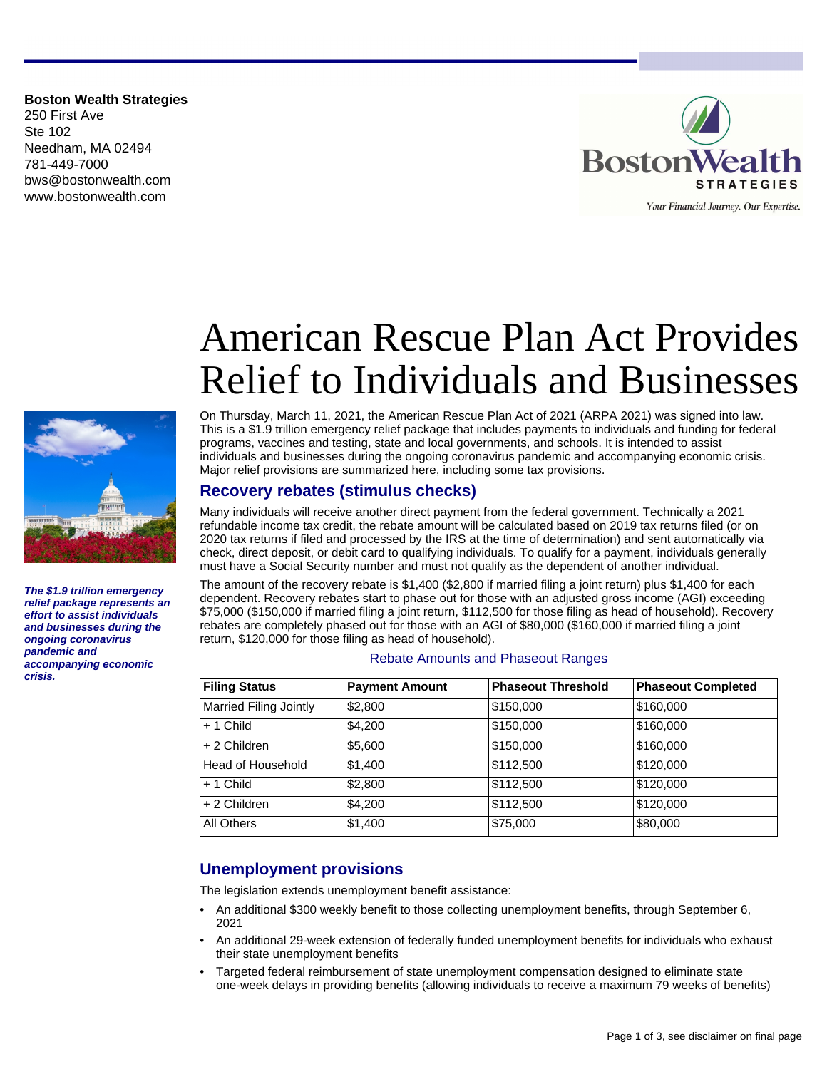**Boston Wealth Strategies**
250 First Ave
Ste 102
Needham, MA 02494
781-449-7000
bws@bostonwealth.com
www.bostonwealth.com

# American Rescue Plan Act Provides Relief to Individuals and Businesses

***The $1.9 trillion emergency relief package represents an effort to assist individuals and businesses during the ongoing coronavirus pandemic and accompanying economic crisis.***

On Thursday, March 11, 2021, the American Rescue Plan Act of 2021 (ARPA 2021) was signed into law. This is a $1.9 trillion emergency relief package that includes payments to individuals and funding for federal programs, vaccines and testing, state and local governments, and schools. It is intended to assist individuals and businesses during the ongoing coronavirus pandemic and accompanying economic crisis. Major relief provisions are summarized here, including some tax provisions.

## Recovery rebates (stimulus checks)

Many individuals will receive another direct payment from the federal government. Technically a 2021 refundable income tax credit, the rebate amount will be calculated based on 2019 tax returns filed (or on 2020 tax returns if filed and processed by the IRS at the time of determination) and sent automatically via check, direct deposit, or debit card to qualifying individuals. To qualify for a payment, individuals generally must have a Social Security number and must not qualify as the dependent of another individual.

The amount of the recovery rebate is $1,400 ($2,800 if married filing a joint return) plus $1,400 for each dependent. Recovery rebates start to phase out for those with an adjusted gross income (AGI) exceeding $75,000 ($150,000 if married filing a joint return, $112,500 for those filing as head of household). Recovery rebates are completely phased out for those with an AGI of $80,000 ($160,000 if married filing a joint return, $120,000 for those filing as head of household).

Rebate Amounts and Phaseout Ranges

| Filing Status | Payment Amount | Phaseout Threshold | Phaseout Completed |
|---|---|---|---|
| Married Filing Jointly | $2,800 | $150,000 | $160,000 |
| + 1 Child | $4,200 | $150,000 | $160,000 |
| + 2 Children | $5,600 | $150,000 | $160,000 |
| Head of Household | $1,400 | $112,500 | $120,000 |
| + 1 Child | $2,800 | $112,500 | $120,000 |
| + 2 Children | $4,200 | $112,500 | $120,000 |
| All Others | $1,400 | $75,000 | $80,000 |

## Unemployment provisions

The legislation extends unemployment benefit assistance:

- An additional $300 weekly benefit to those collecting unemployment benefits, through September 6, 2021
- An additional 29-week extension of federally funded unemployment benefits for individuals who exhaust their state unemployment benefits
- Targeted federal reimbursement of state unemployment compensation designed to eliminate state one-week delays in providing benefits (allowing individuals to receive a maximum 79 weeks of benefits)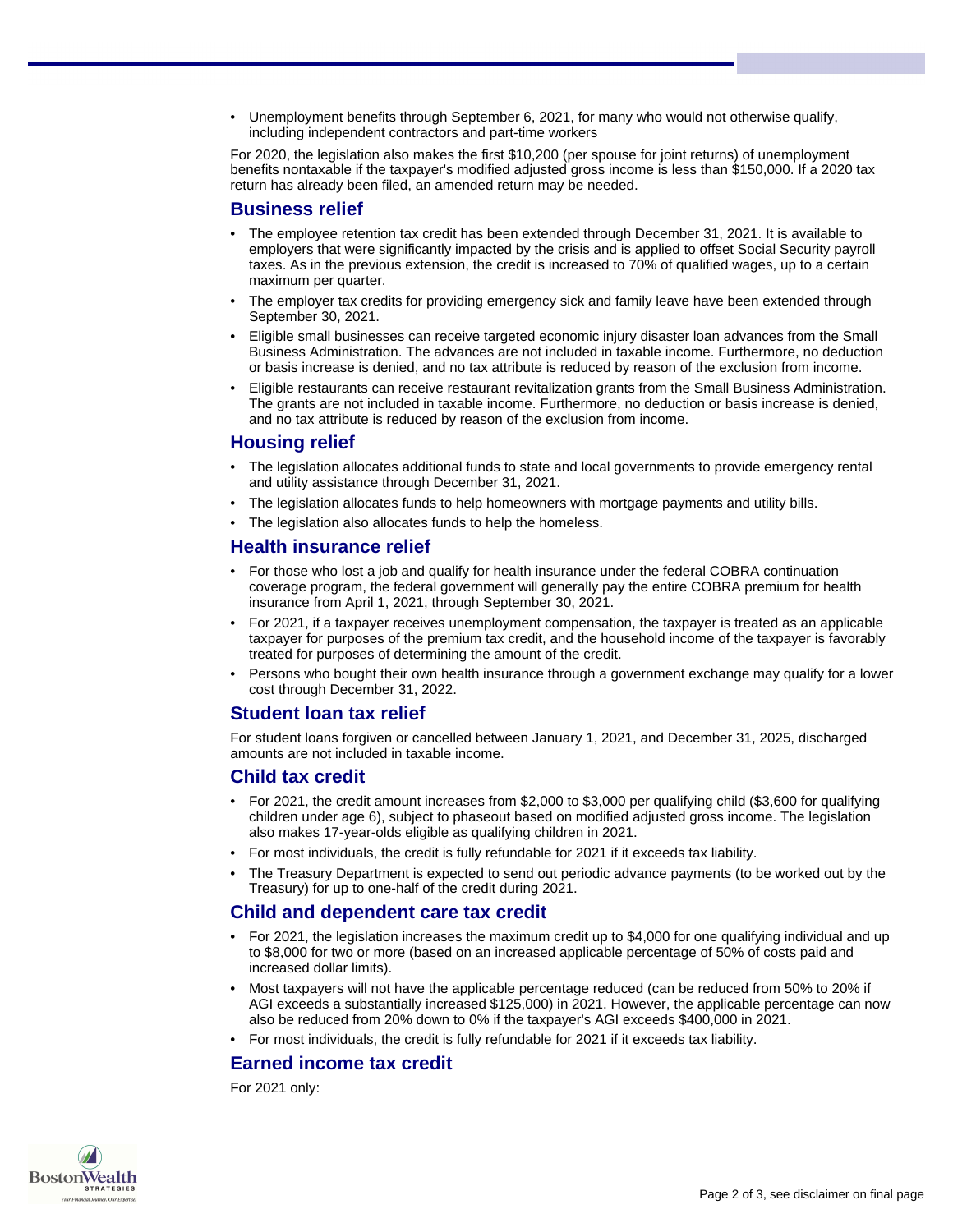- Unemployment benefits through September 6, 2021, for many who would not otherwise qualify, including independent contractors and part-time workers

For 2020, the legislation also makes the first $10,200 (per spouse for joint returns) of unemployment benefits nontaxable if the taxpayer's modified adjusted gross income is less than $150,000. If a 2020 tax return has already been filed, an amended return may be needed.

## Business relief

- The employee retention tax credit has been extended through December 31, 2021. It is available to employers that were significantly impacted by the crisis and is applied to offset Social Security payroll taxes. As in the previous extension, the credit is increased to 70% of qualified wages, up to a certain maximum per quarter.
- The employer tax credits for providing emergency sick and family leave have been extended through September 30, 2021.
- Eligible small businesses can receive targeted economic injury disaster loan advances from the Small Business Administration. The advances are not included in taxable income. Furthermore, no deduction or basis increase is denied, and no tax attribute is reduced by reason of the exclusion from income.
- Eligible restaurants can receive restaurant revitalization grants from the Small Business Administration. The grants are not included in taxable income. Furthermore, no deduction or basis increase is denied, and no tax attribute is reduced by reason of the exclusion from income.

## Housing relief

- The legislation allocates additional funds to state and local governments to provide emergency rental and utility assistance through December 31, 2021.
- The legislation allocates funds to help homeowners with mortgage payments and utility bills.
- The legislation also allocates funds to help the homeless.

## Health insurance relief

- For those who lost a job and qualify for health insurance under the federal COBRA continuation coverage program, the federal government will generally pay the entire COBRA premium for health insurance from April 1, 2021, through September 30, 2021.
- For 2021, if a taxpayer receives unemployment compensation, the taxpayer is treated as an applicable taxpayer for purposes of the premium tax credit, and the household income of the taxpayer is favorably treated for purposes of determining the amount of the credit.
- Persons who bought their own health insurance through a government exchange may qualify for a lower cost through December 31, 2022.

## Student loan tax relief

For student loans forgiven or cancelled between January 1, 2021, and December 31, 2025, discharged amounts are not included in taxable income.

## Child tax credit

- For 2021, the credit amount increases from $2,000 to $3,000 per qualifying child ($3,600 for qualifying children under age 6), subject to phaseout based on modified adjusted gross income. The legislation also makes 17-year-olds eligible as qualifying children in 2021.
- For most individuals, the credit is fully refundable for 2021 if it exceeds tax liability.
- The Treasury Department is expected to send out periodic advance payments (to be worked out by the Treasury) for up to one-half of the credit during 2021.

## Child and dependent care tax credit

- For 2021, the legislation increases the maximum credit up to $4,000 for one qualifying individual and up to $8,000 for two or more (based on an increased applicable percentage of 50% of costs paid and increased dollar limits).
- Most taxpayers will not have the applicable percentage reduced (can be reduced from 50% to 20% if AGI exceeds a substantially increased $125,000) in 2021. However, the applicable percentage can now also be reduced from 20% down to 0% if the taxpayer's AGI exceeds $400,000 in 2021.
- For most individuals, the credit is fully refundable for 2021 if it exceeds tax liability.

## Earned income tax credit

For 2021 only: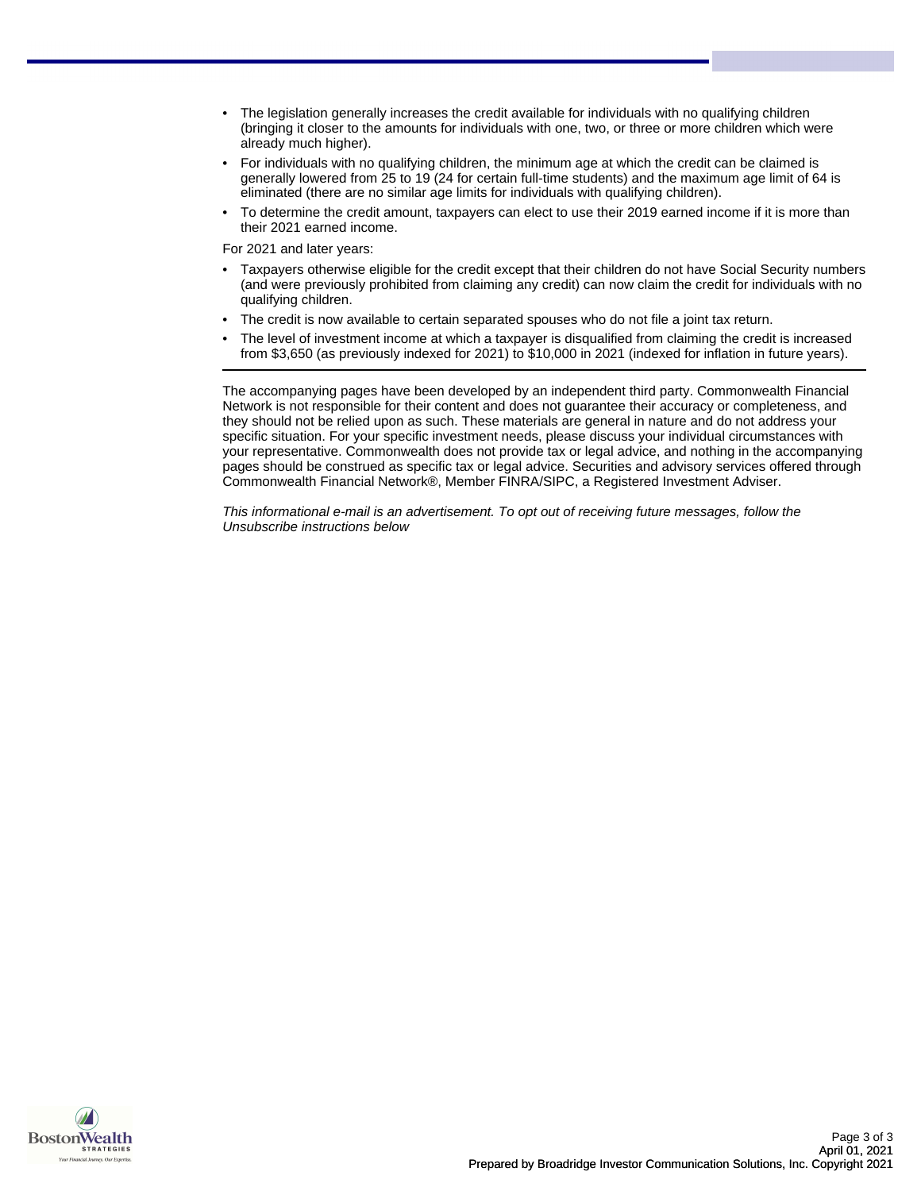- The legislation generally increases the credit available for individuals with no qualifying children (bringing it closer to the amounts for individuals with one, two, or three or more children which were already much higher).
- For individuals with no qualifying children, the minimum age at which the credit can be claimed is generally lowered from 25 to 19 (24 for certain full-time students) and the maximum age limit of 64 is eliminated (there are no similar age limits for individuals with qualifying children).
- To determine the credit amount, taxpayers can elect to use their 2019 earned income if it is more than their 2021 earned income.

For 2021 and later years:

- Taxpayers otherwise eligible for the credit except that their children do not have Social Security numbers (and were previously prohibited from claiming any credit) can now claim the credit for individuals with no qualifying children.
- The credit is now available to certain separated spouses who do not file a joint tax return.
- The level of investment income at which a taxpayer is disqualified from claiming the credit is increased from $3,650 (as previously indexed for 2021) to $10,000 in 2021 (indexed for inflation in future years).

---

The accompanying pages have been developed by an independent third party. Commonwealth Financial Network is not responsible for their content and does not guarantee their accuracy or completeness, and they should not be relied upon as such. These materials are general in nature and do not address your specific situation. For your specific investment needs, please discuss your individual circumstances with your representative. Commonwealth does not provide tax or legal advice, and nothing in the accompanying pages should be construed as specific tax or legal advice. Securities and advisory services offered through Commonwealth Financial Network®, Member FINRA/SIPC, a Registered Investment Adviser.

*This informational e-mail is an advertisement. To opt out of receiving future messages, follow the Unsubscribe instructions below*